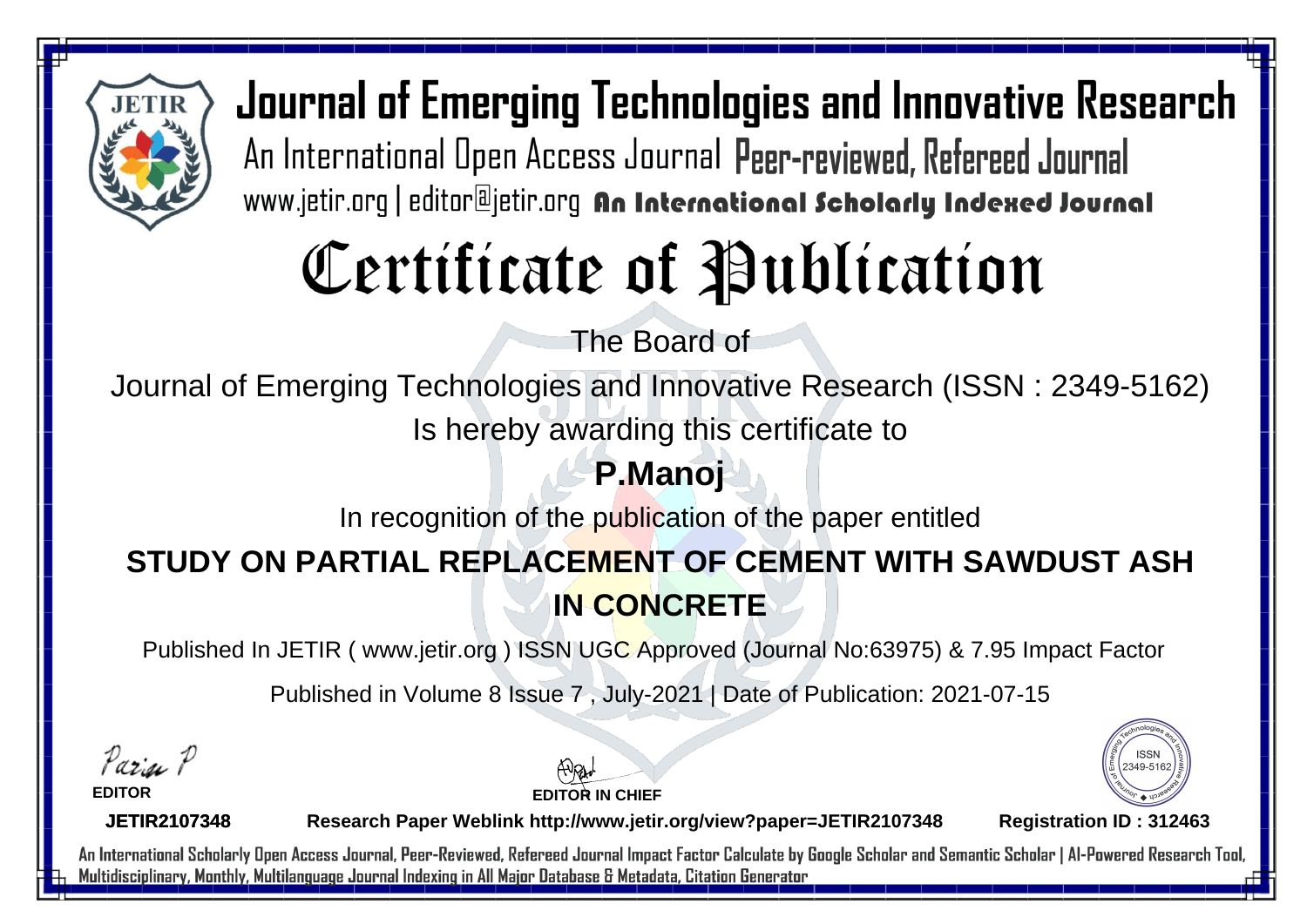# Journal of Emerging Technologies and Innovative Research

An International Open Access Journal Peer-reviewed, Refereed Journal

www.jetir.org | editor@jetir.org An International Scholarly Indexed Journal

# Certificate of Publication

The Board of

Journal of Emerging Technologies and Innovative Research (ISSN : 2349-5162)

Is hereby awarding this certificate to

**P.Manoj**

In recognition of the publication of the paper entitled

**STUDY ON PARTIAL REPLACEMENT OF CEMENT WITH SAWDUST ASH IN CONCRETE**

Published In JETIR ( www.jetir.org ) ISSN UGC Approved (Journal No:63975) & 7.95 Impact Factor

Published in Volume 8 Issue 7 , July-2021 | Date of Publication: 2021-07-15

**EDITOR**

**EDITOR IN CHIEF**

**JETIR2107348**

**Research Paper Weblink http://www.jetir.org/view?paper=JETIR2107348**

**Registration ID : 312463**

An International Scholarly Open Access Journal, Peer-Reviewed, Refereed Journal Impact Factor Calculate by Google Scholar and Semantic Scholar | AI-Powered Research Tool, Multidisciplinary, Monthly, Multilanguage Journal Indexing in All Major Database & Metadata, Citation Generator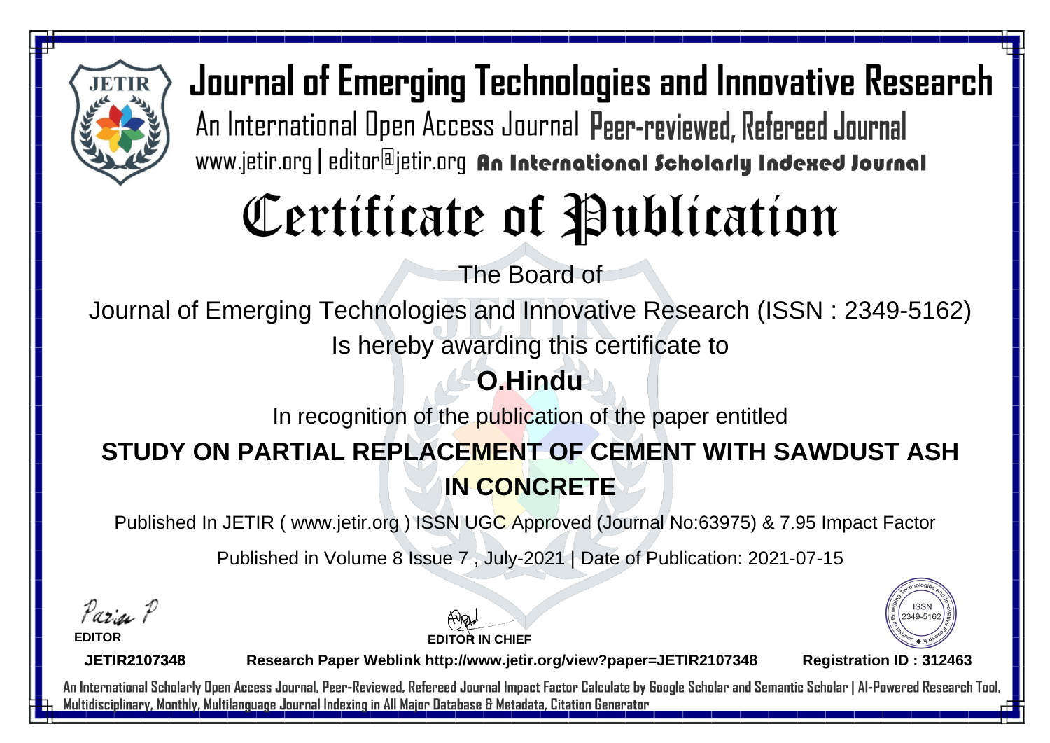# Journal of Emerging Technologies and Innovative Research

An International Open Access Journal Peer-reviewed, Refereed Journal

www.jetir.org | editor@jetir.org An International Scholarly Indexed Journal

# Certificate of Publication

The Board of

Journal of Emerging Technologies and Innovative Research (ISSN : 2349-5162)

Is hereby awarding this certificate to

**O.Hindu**

In recognition of the publication of the paper entitled

**STUDY ON PARTIAL REPLACEMENT OF CEMENT WITH SAWDUST ASH IN CONCRETE**

Published In JETIR ( www.jetir.org ) ISSN UGC Approved (Journal No:63975) & 7.95 Impact Factor

Published in Volume 8 Issue 7 , July-2021 | Date of Publication: 2021-07-15

**EDITOR**

**EDITOR IN CHIEF**

**JETIR2107348** **Research Paper Weblink http://www.jetir.org/view?paper=JETIR2107348** **Registration ID : 312463**

An International Scholarly Open Access Journal, Peer-Reviewed, Refereed Journal Impact Factor Calculate by Google Scholar and Semantic Scholar | AI-Powered Research Tool, Multidisciplinary, Monthly, Multilanguage Journal Indexing in All Major Database & Metadata, Citation Generator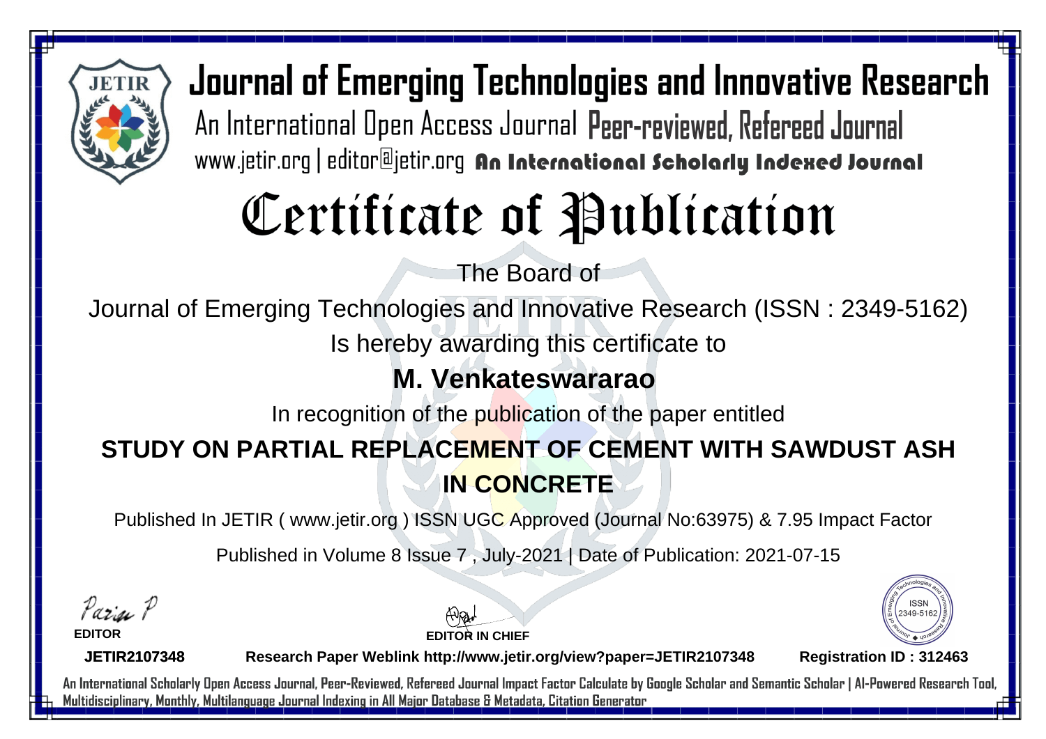# Journal of Emerging Technologies and Innovative Research

An International Open Access Journal Peer-reviewed, Refereed Journal

www.jetir.org | editor@jetir.org An International Scholarly Indexed Journal

# Certificate of Publication

The Board of

Journal of Emerging Technologies and Innovative Research (ISSN : 2349-5162)

Is hereby awarding this certificate to

## M. Venkateswararao

In recognition of the publication of the paper entitled

## STUDY ON PARTIAL REPLACEMENT OF CEMENT WITH SAWDUST ASH IN CONCRETE

Published In JETIR ( www.jetir.org ) ISSN UGC Approved (Journal No:63975) & 7.95 Impact Factor

Published in Volume 8 Issue 7 , July-2021 | Date of Publication: 2021-07-15

**EDITOR**

**EDITOR IN CHIEF**

ISSN 2349-5162

**JETIR2107348** **Research Paper Weblink http://www.jetir.org/view?paper=JETIR2107348** **Registration ID : 312463**

An International Scholarly Open Access Journal, Peer-Reviewed, Refereed Journal Impact Factor Calculate by Google Scholar and Semantic Scholar | AI-Powered Research Tool, Multidisciplinary, Monthly, Multilanguage Journal Indexing in All Major Database & Metadata, Citation Generator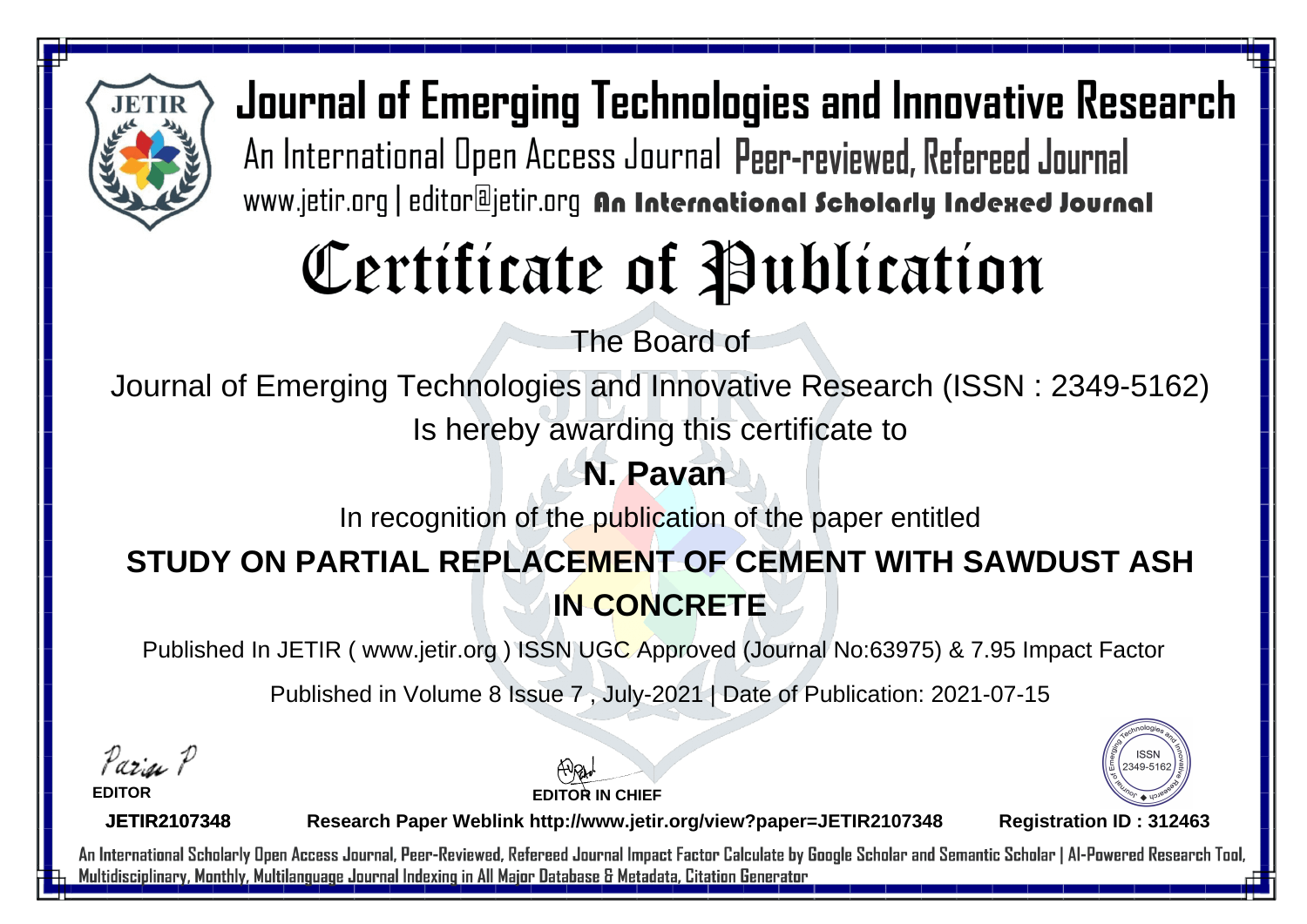# Journal of Emerging Technologies and Innovative Research

An International Open Access Journal Peer-reviewed, Refereed Journal

www.jetir.org | editor@jetir.org An International Scholarly Indexed Journal

# Certificate of Publication

The Board of

Journal of Emerging Technologies and Innovative Research (ISSN : 2349-5162)

Is hereby awarding this certificate to

**N. Pavan**

In recognition of the publication of the paper entitled

**STUDY ON PARTIAL REPLACEMENT OF CEMENT WITH SAWDUST ASH IN CONCRETE**

Published In JETIR ( www.jetir.org ) ISSN UGC Approved (Journal No:63975) & 7.95 Impact Factor

Published in Volume 8 Issue 7 , July-2021 | Date of Publication: 2021-07-15

**EDITOR**

**EDITOR IN CHIEF**

ISSN 2349-5162

**JETIR2107348** **Research Paper Weblink http://www.jetir.org/view?paper=JETIR2107348** **Registration ID : 312463**

An International Scholarly Open Access Journal, Peer-Reviewed, Refereed Journal Impact Factor Calculate by Google Scholar and Semantic Scholar | AI-Powered Research Tool, Multidisciplinary, Monthly, Multilanguage Journal Indexing in All Major Database & Metadata, Citation Generator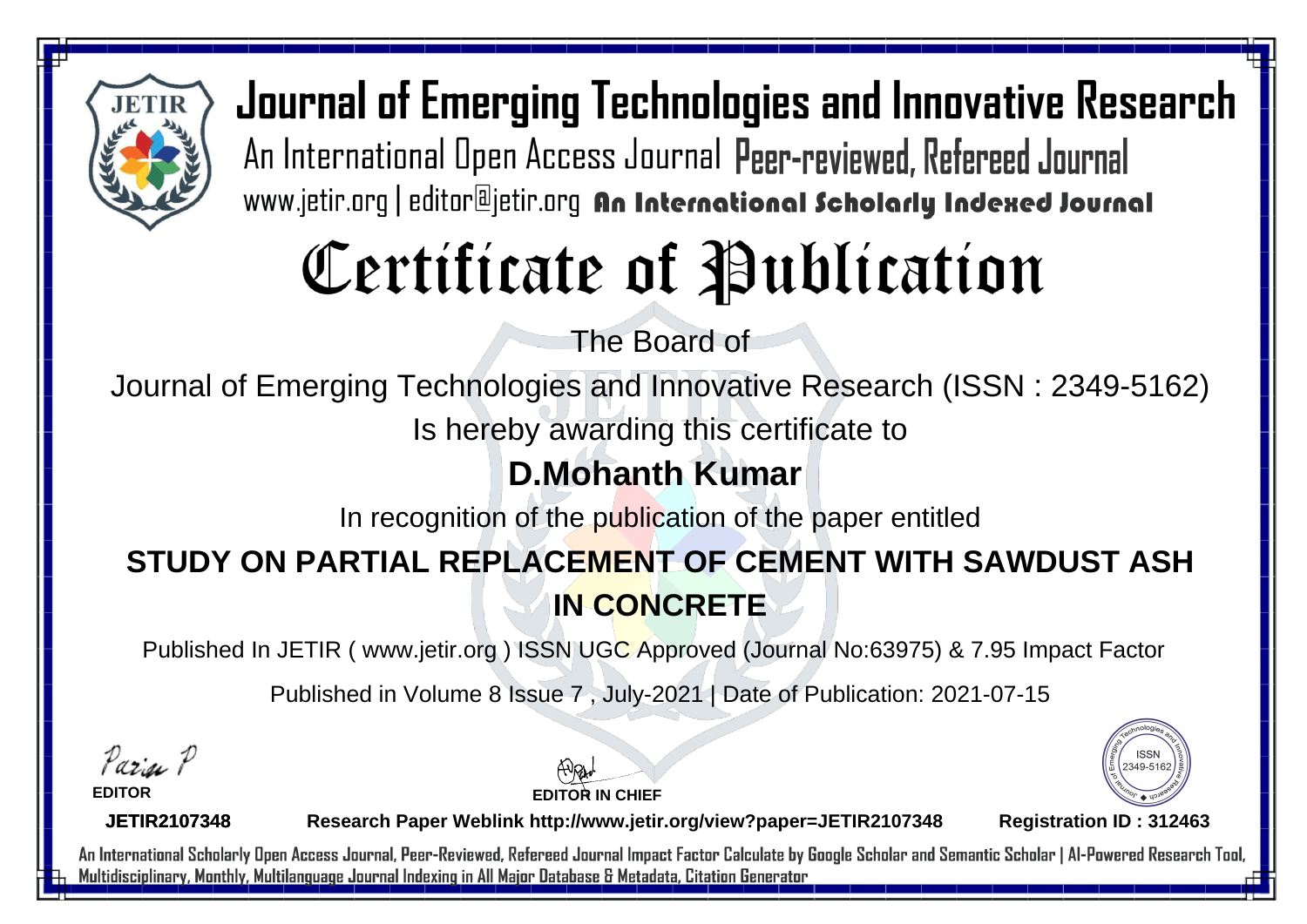# Journal of Emerging Technologies and Innovative Research

An International Open Access Journal Peer-reviewed, Refereed Journal

www.jetir.org | editor@jetir.org **An International Scholarly Indexed Journal**

# Certificate of Publication

The Board of

Journal of Emerging Technologies and Innovative Research (ISSN : 2349-5162)

Is hereby awarding this certificate to

## D.Mohanth Kumar

In recognition of the publication of the paper entitled

## STUDY ON PARTIAL REPLACEMENT OF CEMENT WITH SAWDUST ASH IN CONCRETE

Published In JETIR ( www.jetir.org ) ISSN UGC Approved (Journal No:63975) & 7.95 Impact Factor

Published in Volume 8 Issue 7 , July-2021 | Date of Publication: 2021-07-15

**EDITOR**

**EDITOR IN CHIEF**

ISSN 2349-5162

**JETIR2107348** **Research Paper Weblink http://www.jetir.org/view?paper=JETIR2107348** **Registration ID : 312463**

An International Scholarly Open Access Journal, Peer-Reviewed, Refereed Journal Impact Factor Calculate by Google Scholar and Semantic Scholar | AI-Powered Research Tool, Multidisciplinary, Monthly, Multilanguage Journal Indexing in All Major Database & Metadata, Citation Generator